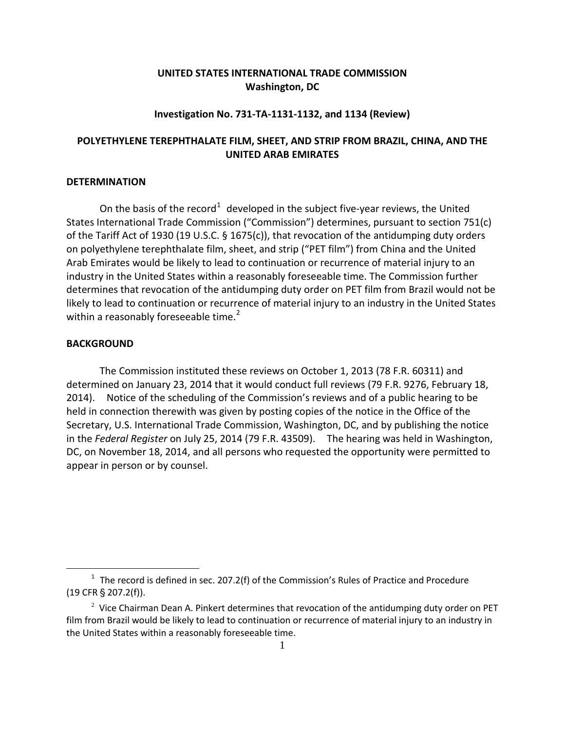**UNITED STATES INTERNATIONAL TRADE COMMISSION**
**Washington, DC**

**Investigation No. 731-TA-1131-1132, and 1134 (Review)**

**POLYETHYLENE TEREPHTHALATE FILM, SHEET, AND STRIP FROM BRAZIL, CHINA, AND THE UNITED ARAB EMIRATES**

## DETERMINATION

On the basis of the record[1] developed in the subject five-year reviews, the United States International Trade Commission ("Commission") determines, pursuant to section 751(c) of the Tariff Act of 1930 (19 U.S.C. § 1675(c)), that revocation of the antidumping duty orders on polyethylene terephthalate film, sheet, and strip ("PET film") from China and the United Arab Emirates would be likely to lead to continuation or recurrence of material injury to an industry in the United States within a reasonably foreseeable time. The Commission further determines that revocation of the antidumping duty order on PET film from Brazil would not be likely to lead to continuation or recurrence of material injury to an industry in the United States within a reasonably foreseeable time.[2]

## BACKGROUND

The Commission instituted these reviews on October 1, 2013 (78 F.R. 60311) and determined on January 23, 2014 that it would conduct full reviews (79 F.R. 9276, February 18, 2014). Notice of the scheduling of the Commission's reviews and of a public hearing to be held in connection therewith was given by posting copies of the notice in the Office of the Secretary, U.S. International Trade Commission, Washington, DC, and by publishing the notice in the *Federal Register* on July 25, 2014 (79 F.R. 43509). The hearing was held in Washington, DC, on November 18, 2014, and all persons who requested the opportunity were permitted to appear in person or by counsel.

---

[1] The record is defined in sec. 207.2(f) of the Commission's Rules of Practice and Procedure (19 CFR § 207.2(f)).

[2] Vice Chairman Dean A. Pinkert determines that revocation of the antidumping duty order on PET film from Brazil would be likely to lead to continuation or recurrence of material injury to an industry in the United States within a reasonably foreseeable time.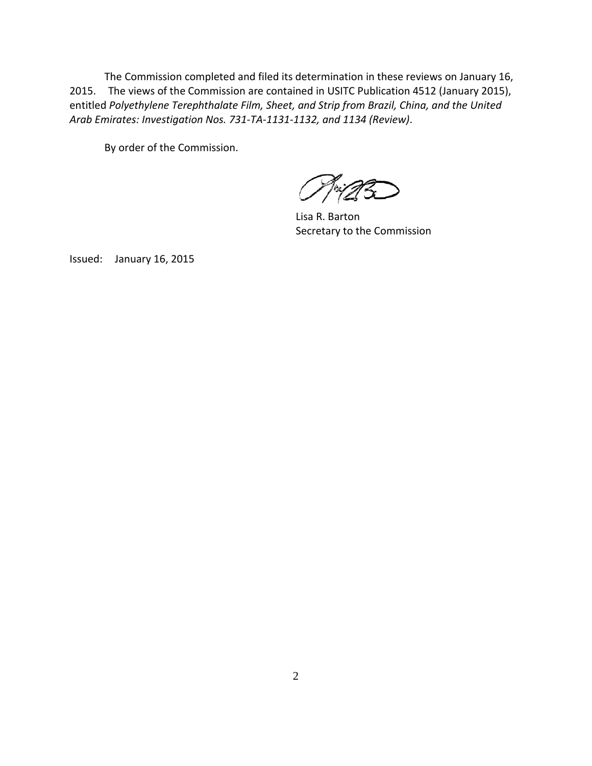The Commission completed and filed its determination in these reviews on January 16, 2015. The views of the Commission are contained in USITC Publication 4512 (January 2015), entitled *Polyethylene Terephthalate Film, Sheet, and Strip from Brazil, China, and the United Arab Emirates: Investigation Nos. 731-TA-1131-1132, and 1134 (Review)*.

By order of the Commission.

Lisa R. Barton
Secretary to the Commission

Issued: January 16, 2015